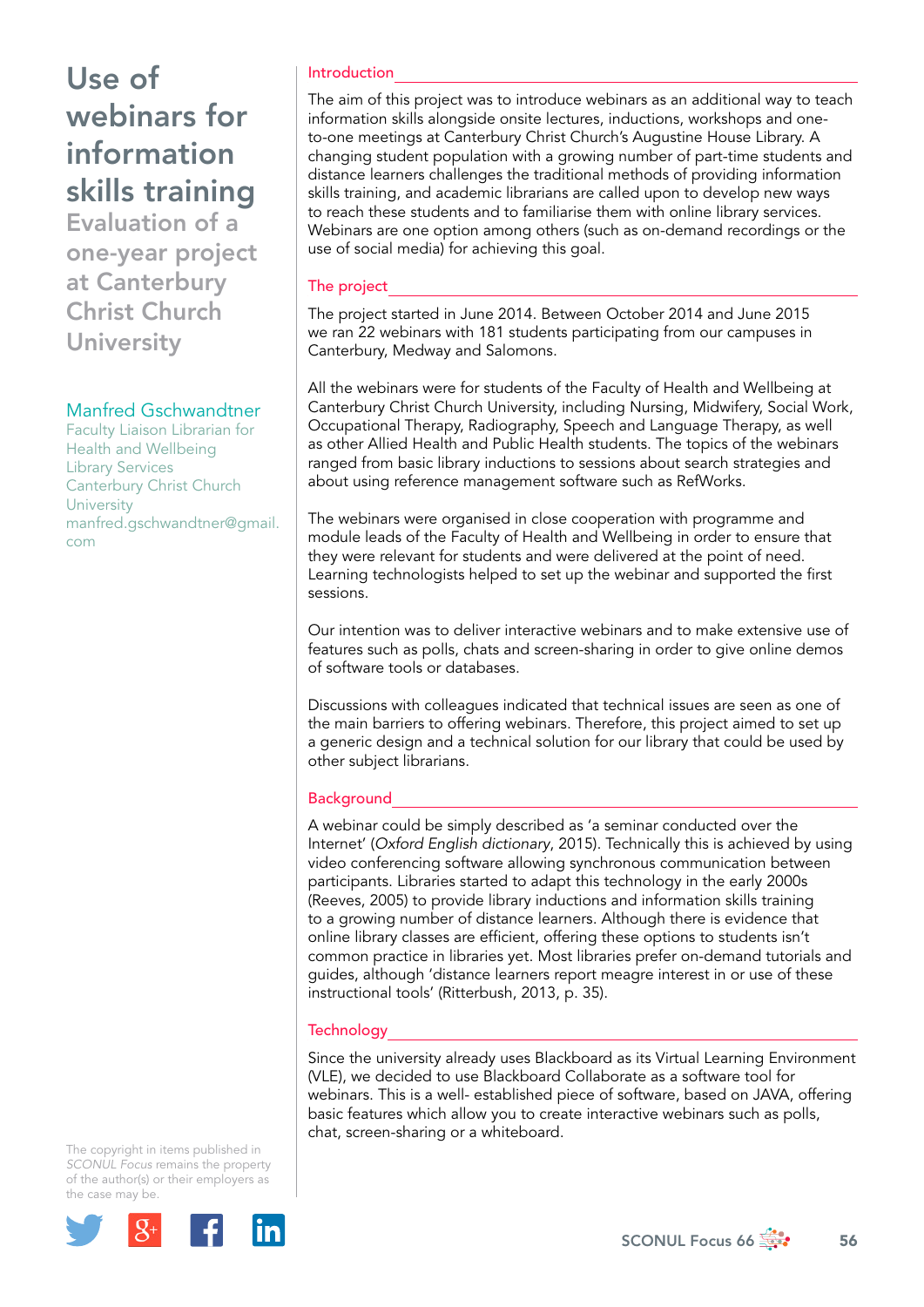# Use of webinars for information skills training

## Evaluation of a one-year project at Canterbury Christ Church University

**Manfred Gschwandtner**
Faculty Liaison Librarian for Health and Wellbeing
Library Services
Canterbury Christ Church University
manfred.gschwandtner@gmail.com

The copyright in items published in *SCONUL Focus* remains the property of the author(s) or their employers as the case may be.

## Introduction

The aim of this project was to introduce webinars as an additional way to teach information skills alongside onsite lectures, inductions, workshops and one-to-one meetings at Canterbury Christ Church's Augustine House Library. A changing student population with a growing number of part-time students and distance learners challenges the traditional methods of providing information skills training, and academic librarians are called upon to develop new ways to reach these students and to familiarise them with online library services. Webinars are one option among others (such as on-demand recordings or the use of social media) for achieving this goal.

## The project

The project started in June 2014. Between October 2014 and June 2015 we ran 22 webinars with 181 students participating from our campuses in Canterbury, Medway and Salomons.

All the webinars were for students of the Faculty of Health and Wellbeing at Canterbury Christ Church University, including Nursing, Midwifery, Social Work, Occupational Therapy, Radiography, Speech and Language Therapy, as well as other Allied Health and Public Health students. The topics of the webinars ranged from basic library inductions to sessions about search strategies and about using reference management software such as RefWorks.

The webinars were organised in close cooperation with programme and module leads of the Faculty of Health and Wellbeing in order to ensure that they were relevant for students and were delivered at the point of need. Learning technologists helped to set up the webinar and supported the first sessions.

Our intention was to deliver interactive webinars and to make extensive use of features such as polls, chats and screen-sharing in order to give online demos of software tools or databases.

Discussions with colleagues indicated that technical issues are seen as one of the main barriers to offering webinars. Therefore, this project aimed to set up a generic design and a technical solution for our library that could be used by other subject librarians.

## Background

A webinar could be simply described as 'a seminar conducted over the Internet' (*Oxford English dictionary*, 2015). Technically this is achieved by using video conferencing software allowing synchronous communication between participants. Libraries started to adapt this technology in the early 2000s (Reeves, 2005) to provide library inductions and information skills training to a growing number of distance learners. Although there is evidence that online library classes are efficient, offering these options to students isn't common practice in libraries yet. Most libraries prefer on-demand tutorials and guides, although 'distance learners report meagre interest in or use of these instructional tools' (Ritterbush, 2013, p. 35).

## Technology

Since the university already uses Blackboard as its Virtual Learning Environment (VLE), we decided to use Blackboard Collaborate as a software tool for webinars. This is a well- established piece of software, based on JAVA, offering basic features which allow you to create interactive webinars such as polls, chat, screen-sharing or a whiteboard.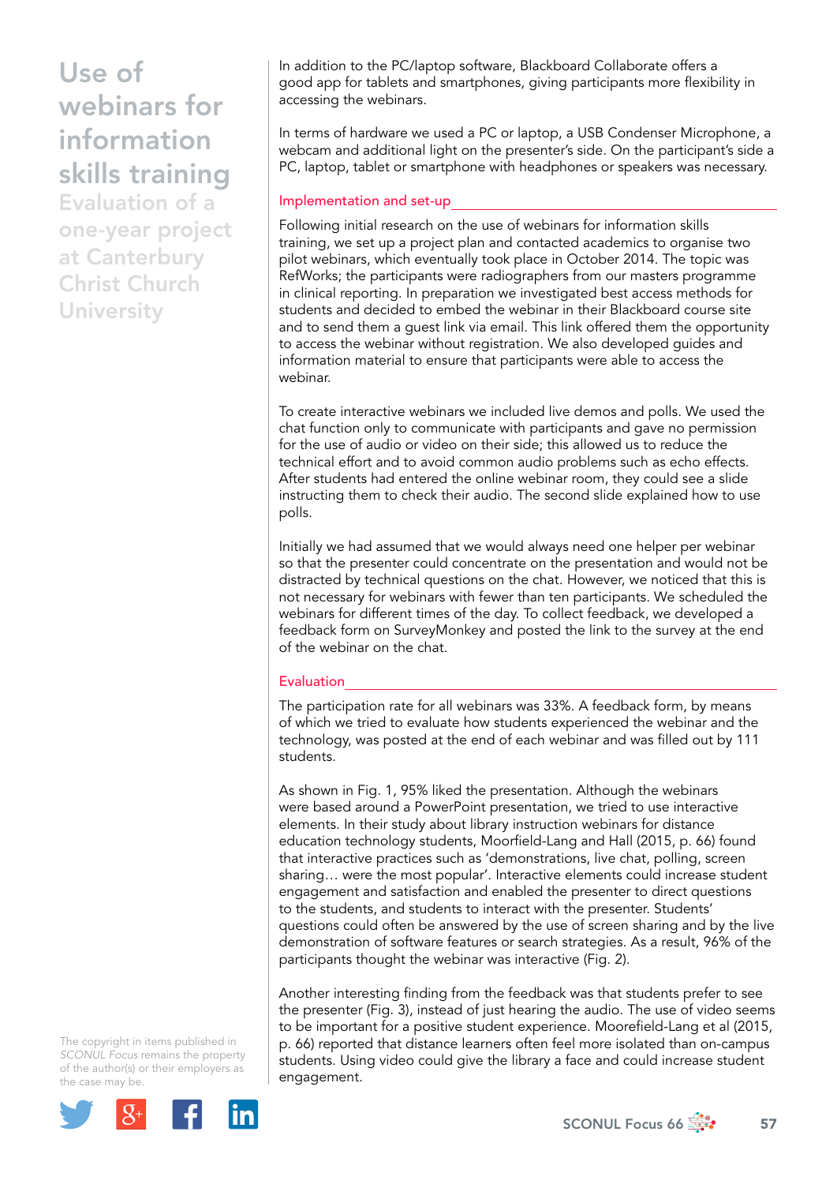In addition to the PC/laptop software, Blackboard Collaborate offers a good app for tablets and smartphones, giving participants more flexibility in accessing the webinars.

In terms of hardware we used a PC or laptop, a USB Condenser Microphone, a webcam and additional light on the presenter's side. On the participant's side a PC, laptop, tablet or smartphone with headphones or speakers was necessary.

## Implementation and set-up

Following initial research on the use of webinars for information skills training, we set up a project plan and contacted academics to organise two pilot webinars, which eventually took place in October 2014. The topic was RefWorks; the participants were radiographers from our masters programme in clinical reporting. In preparation we investigated best access methods for students and decided to embed the webinar in their Blackboard course site and to send them a guest link via email. This link offered them the opportunity to access the webinar without registration. We also developed guides and information material to ensure that participants were able to access the webinar.

To create interactive webinars we included live demos and polls. We used the chat function only to communicate with participants and gave no permission for the use of audio or video on their side; this allowed us to reduce the technical effort and to avoid common audio problems such as echo effects. After students had entered the online webinar room, they could see a slide instructing them to check their audio. The second slide explained how to use polls.

Initially we had assumed that we would always need one helper per webinar so that the presenter could concentrate on the presentation and would not be distracted by technical questions on the chat. However, we noticed that this is not necessary for webinars with fewer than ten participants. We scheduled the webinars for different times of the day. To collect feedback, we developed a feedback form on SurveyMonkey and posted the link to the survey at the end of the webinar on the chat.

## Evaluation

The participation rate for all webinars was 33%. A feedback form, by means of which we tried to evaluate how students experienced the webinar and the technology, was posted at the end of each webinar and was filled out by 111 students.

As shown in Fig. 1, 95% liked the presentation. Although the webinars were based around a PowerPoint presentation, we tried to use interactive elements. In their study about library instruction webinars for distance education technology students, Moorfield-Lang and Hall (2015, p. 66) found that interactive practices such as 'demonstrations, live chat, polling, screen sharing… were the most popular'. Interactive elements could increase student engagement and satisfaction and enabled the presenter to direct questions to the students, and students to interact with the presenter. Students' questions could often be answered by the use of screen sharing and by the live demonstration of software features or search strategies. As a result, 96% of the participants thought the webinar was interactive (Fig. 2).

Another interesting finding from the feedback was that students prefer to see the presenter (Fig. 3), instead of just hearing the audio. The use of video seems to be important for a positive student experience. Moorefield-Lang et al (2015, p. 66) reported that distance learners often feel more isolated than on-campus students. Using video could give the library a face and could increase student engagement.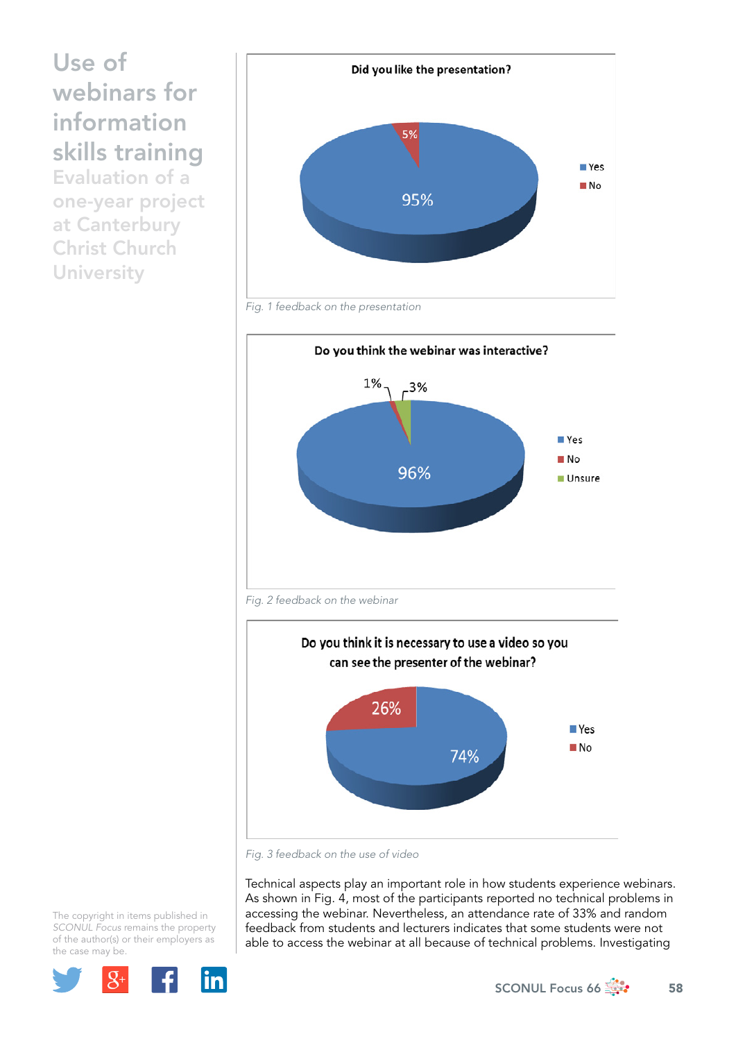Did you like the presentation?

- Yes: 95%
- No: 5%

*Fig. 1 feedback on the presentation*

Do you think the webinar was interactive?

- Yes: 96%
- No: 1%
- Unsure: 3%

*Fig. 2 feedback on the webinar*

Do you think it is necessary to use a video so you can see the presenter of the webinar?

- Yes: 74%
- No: 26%

*Fig. 3 feedback on the use of video*

Technical aspects play an important role in how students experience webinars. As shown in Fig. 4, most of the participants reported no technical problems in accessing the webinar. Nevertheless, an attendance rate of 33% and random feedback from students and lecturers indicates that some students were not able to access the webinar at all because of technical problems. Investigating

The copyright in items published in *SCONUL Focus* remains the property of the author(s) or their employers as the case may be.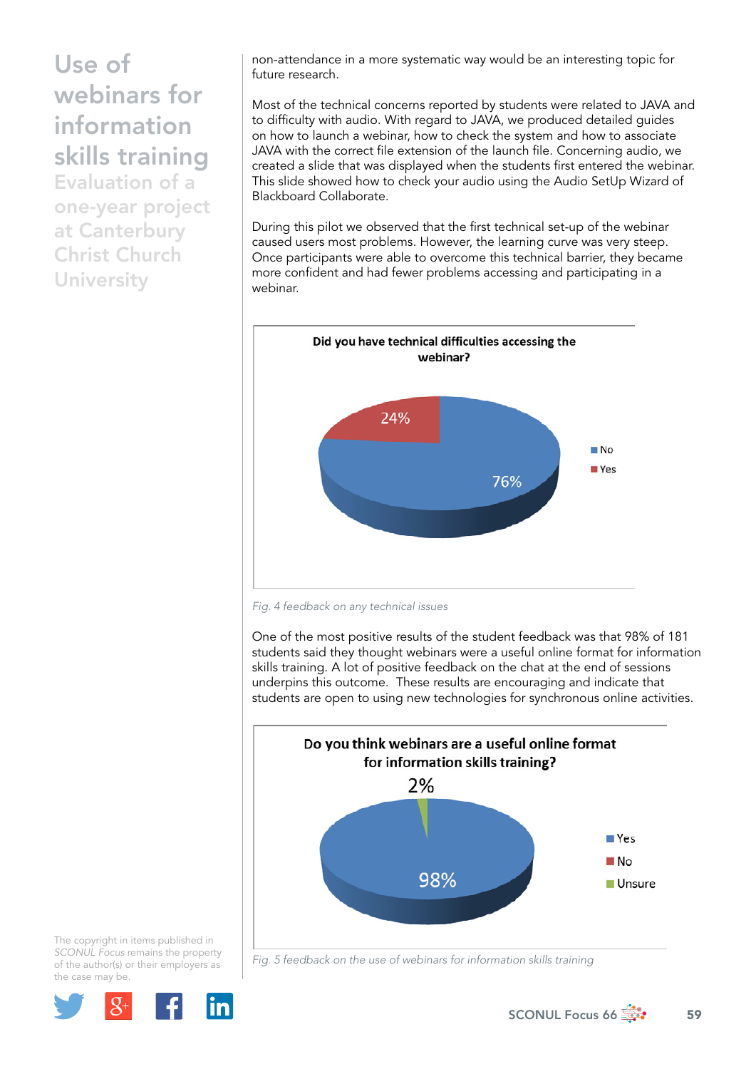non-attendance in a more systematic way would be an interesting topic for future research.

Most of the technical concerns reported by students were related to JAVA and to difficulty with audio. With regard to JAVA, we produced detailed guides on how to launch a webinar, how to check the system and how to associate JAVA with the correct file extension of the launch file. Concerning audio, we created a slide that was displayed when the students first entered the webinar. This slide showed how to check your audio using the Audio SetUp Wizard of Blackboard Collaborate.

During this pilot we observed that the first technical set-up of the webinar caused users most problems. However, the learning curve was very steep. Once participants were able to overcome this technical barrier, they became more confident and had fewer problems accessing and participating in a webinar.

**Did you have technical difficulties accessing the webinar?**

| Response | % |
|---|---|
| No | 76% |
| Yes | 24% |

*Fig. 4 feedback on any technical issues*

One of the most positive results of the student feedback was that 98% of 181 students said they thought webinars were a useful online format for information skills training. A lot of positive feedback on the chat at the end of sessions underpins this outcome. These results are encouraging and indicate that students are open to using new technologies for synchronous online activities.

**Do you think webinars are a useful online format for information skills training?**

| Response | % |
|---|---|
| Yes | 98% |
| No | |
| Unsure | 2% |

*Fig. 5 feedback on the use of webinars for information skills training*

The copyright in items published in *SCONUL Focus* remains the property of the author(s) or their employers as the case may be.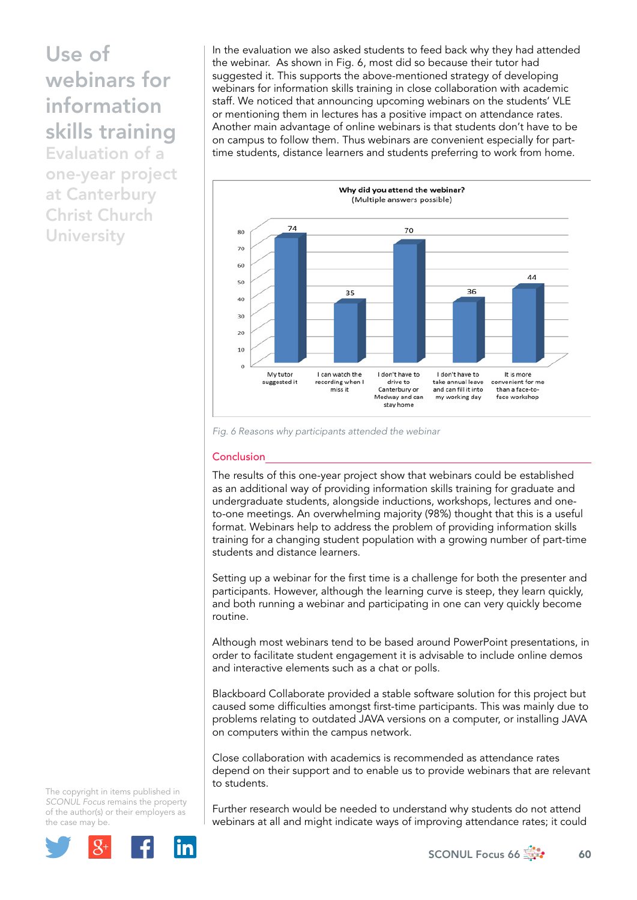In the evaluation we also asked students to feed back why they had attended the webinar. As shown in Fig. 6, most did so because their tutor had suggested it. This supports the above-mentioned strategy of developing webinars for information skills training in close collaboration with academic staff. We noticed that announcing upcoming webinars on the students' VLE or mentioning them in lectures has a positive impact on attendance rates. Another main advantage of online webinars is that students don't have to be on campus to follow them. Thus webinars are convenient especially for part-time students, distance learners and students preferring to work from home.

**Why did you attend the webinar?**
(Multiple answers possible)

| Reason | Count |
|---|---|
| My tutor suggested it | 74 |
| I can watch the recording when I miss it | 35 |
| I don't have to drive to Canterbury or Medway and can stay home | 70 |
| I don't have to take annual leave and can fill it into my working day | 36 |
| It is more convenient for me than a face-to-face workshop | 44 |

*Fig. 6 Reasons why participants attended the webinar*

## Conclusion

The results of this one-year project show that webinars could be established as an additional way of providing information skills training for graduate and undergraduate students, alongside inductions, workshops, lectures and one-to-one meetings. An overwhelming majority (98%) thought that this is a useful format. Webinars help to address the problem of providing information skills training for a changing student population with a growing number of part-time students and distance learners.

Setting up a webinar for the first time is a challenge for both the presenter and participants. However, although the learning curve is steep, they learn quickly, and both running a webinar and participating in one can very quickly become routine.

Although most webinars tend to be based around PowerPoint presentations, in order to facilitate student engagement it is advisable to include online demos and interactive elements such as a chat or polls.

Blackboard Collaborate provided a stable software solution for this project but caused some difficulties amongst first-time participants. This was mainly due to problems relating to outdated JAVA versions on a computer, or installing JAVA on computers within the campus network.

Close collaboration with academics is recommended as attendance rates depend on their support and to enable us to provide webinars that are relevant to students.

Further research would be needed to understand why students do not attend webinars at all and might indicate ways of improving attendance rates; it could

The copyright in items published in *SCONUL Focus* remains the property of the author(s) or their employers as the case may be.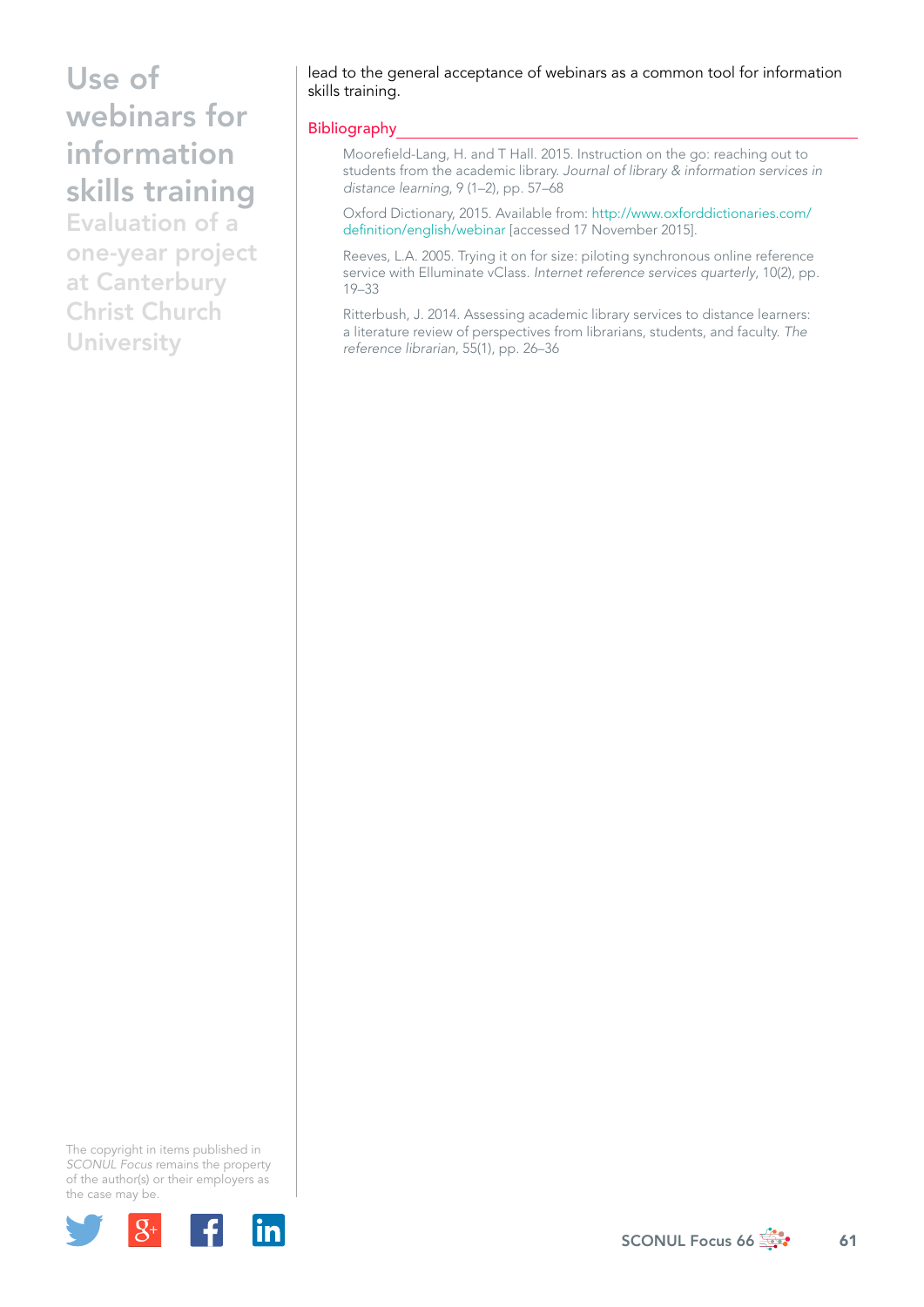lead to the general acceptance of webinars as a common tool for information skills training.

## Bibliography

Moorefield-Lang, H. and T Hall. 2015. Instruction on the go: reaching out to students from the academic library. *Journal of library & information services in distance learning*, 9 (1–2), pp. 57–68

Oxford Dictionary, 2015. Available from: http://www.oxforddictionaries.com/definition/english/webinar [accessed 17 November 2015].

Reeves, L.A. 2005. Trying it on for size: piloting synchronous online reference service with Elluminate vClass. *Internet reference services quarterly*, 10(2), pp. 19–33

Ritterbush, J. 2014. Assessing academic library services to distance learners: a literature review of perspectives from librarians, students, and faculty. *The reference librarian*, 55(1), pp. 26–36

The copyright in items published in *SCONUL Focus* remains the property of the author(s) or their employers as the case may be.